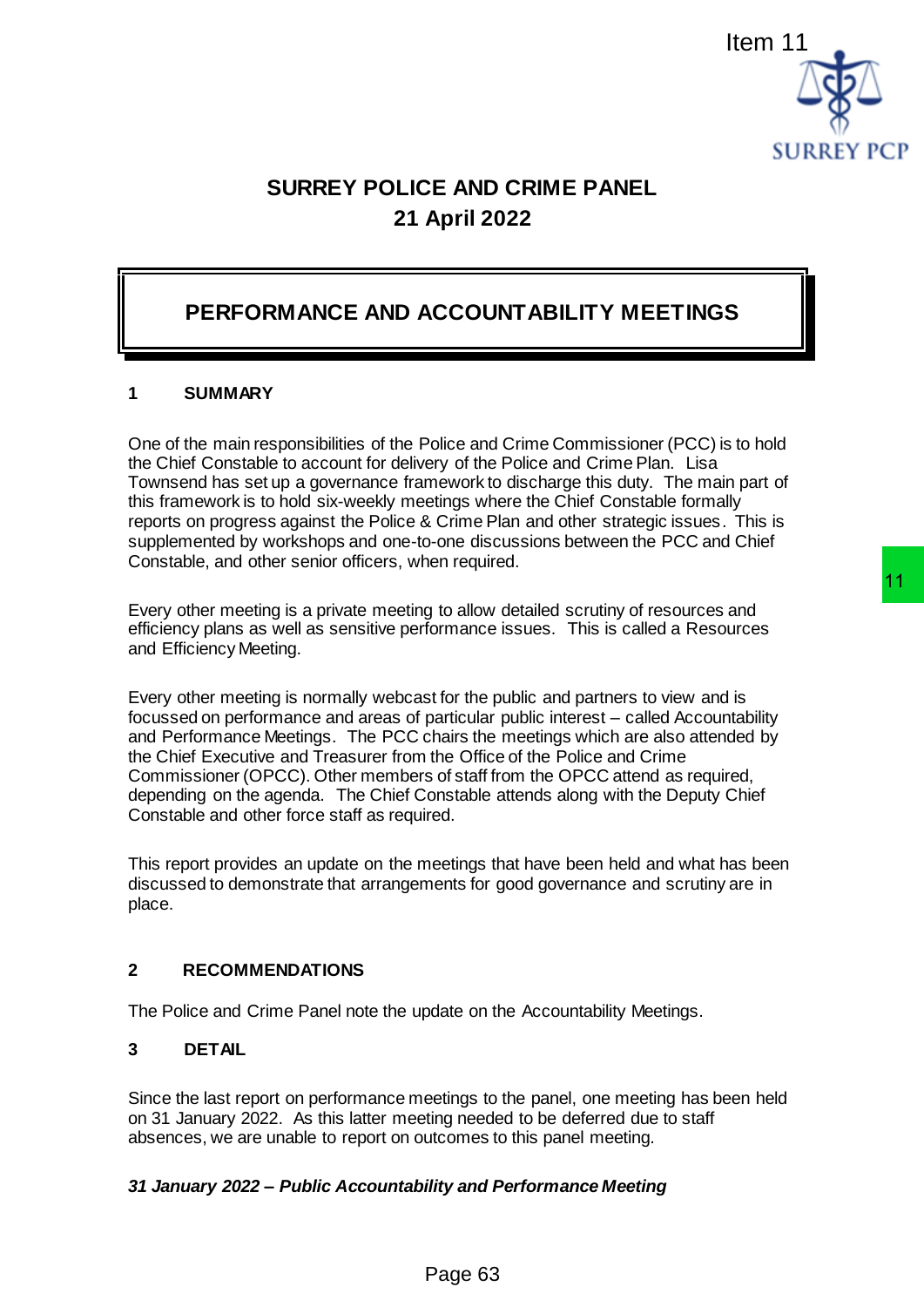Item 11

# SURREY POLICE AND CRIME PANEL
## 21 April 2022

## PERFORMANCE AND ACCOUNTABILITY MEETINGS

### 1 SUMMARY

One of the main responsibilities of the Police and Crime Commissioner (PCC) is to hold the Chief Constable to account for delivery of the Police and Crime Plan. Lisa Townsend has set up a governance framework to discharge this duty. The main part of this framework is to hold six-weekly meetings where the Chief Constable formally reports on progress against the Police & Crime Plan and other strategic issues. This is supplemented by workshops and one-to-one discussions between the PCC and Chief Constable, and other senior officers, when required.

Every other meeting is a private meeting to allow detailed scrutiny of resources and efficiency plans as well as sensitive performance issues. This is called a Resources and Efficiency Meeting.

Every other meeting is normally webcast for the public and partners to view and is focussed on performance and areas of particular public interest – called Accountability and Performance Meetings. The PCC chairs the meetings which are also attended by the Chief Executive and Treasurer from the Office of the Police and Crime Commissioner (OPCC). Other members of staff from the OPCC attend as required, depending on the agenda. The Chief Constable attends along with the Deputy Chief Constable and other force staff as required.

This report provides an update on the meetings that have been held and what has been discussed to demonstrate that arrangements for good governance and scrutiny are in place.

### 2 RECOMMENDATIONS

The Police and Crime Panel note the update on the Accountability Meetings.

### 3 DETAIL

Since the last report on performance meetings to the panel, one meeting has been held on 31 January 2022. As this latter meeting needed to be deferred due to staff absences, we are unable to report on outcomes to this panel meeting.

***31 January 2022 – Public Accountability and Performance Meeting***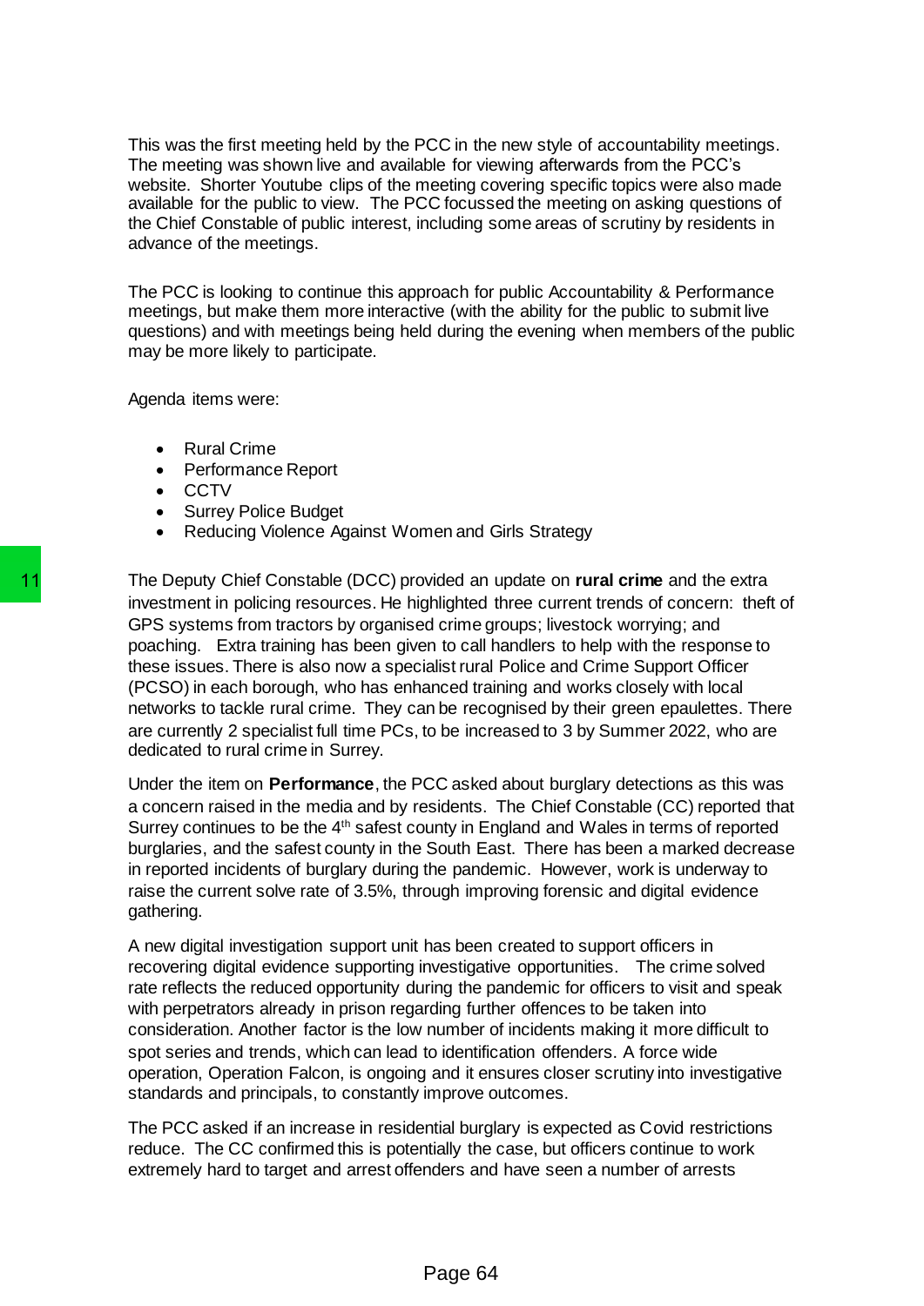This was the first meeting held by the PCC in the new style of accountability meetings. The meeting was shown live and available for viewing afterwards from the PCC's website. Shorter Youtube clips of the meeting covering specific topics were also made available for the public to view. The PCC focussed the meeting on asking questions of the Chief Constable of public interest, including some areas of scrutiny by residents in advance of the meetings.

The PCC is looking to continue this approach for public Accountability & Performance meetings, but make them more interactive (with the ability for the public to submit live questions) and with meetings being held during the evening when members of the public may be more likely to participate.

Agenda items were:

- Rural Crime
- Performance Report
- CCTV
- Surrey Police Budget
- Reducing Violence Against Women and Girls Strategy

11 The Deputy Chief Constable (DCC) provided an update on **rural crime** and the extra investment in policing resources. He highlighted three current trends of concern: theft of GPS systems from tractors by organised crime groups; livestock worrying; and poaching. Extra training has been given to call handlers to help with the response to these issues. There is also now a specialist rural Police and Crime Support Officer (PCSO) in each borough, who has enhanced training and works closely with local networks to tackle rural crime. They can be recognised by their green epaulettes. There are currently 2 specialist full time PCs, to be increased to 3 by Summer 2022, who are dedicated to rural crime in Surrey.

Under the item on **Performance**, the PCC asked about burglary detections as this was a concern raised in the media and by residents. The Chief Constable (CC) reported that Surrey continues to be the 4th safest county in England and Wales in terms of reported burglaries, and the safest county in the South East. There has been a marked decrease in reported incidents of burglary during the pandemic. However, work is underway to raise the current solve rate of 3.5%, through improving forensic and digital evidence gathering.

A new digital investigation support unit has been created to support officers in recovering digital evidence supporting investigative opportunities. The crime solved rate reflects the reduced opportunity during the pandemic for officers to visit and speak with perpetrators already in prison regarding further offences to be taken into consideration. Another factor is the low number of incidents making it more difficult to spot series and trends, which can lead to identification offenders. A force wide operation, Operation Falcon, is ongoing and it ensures closer scrutiny into investigative standards and principals, to constantly improve outcomes.

The PCC asked if an increase in residential burglary is expected as Covid restrictions reduce. The CC confirmed this is potentially the case, but officers continue to work extremely hard to target and arrest offenders and have seen a number of arrests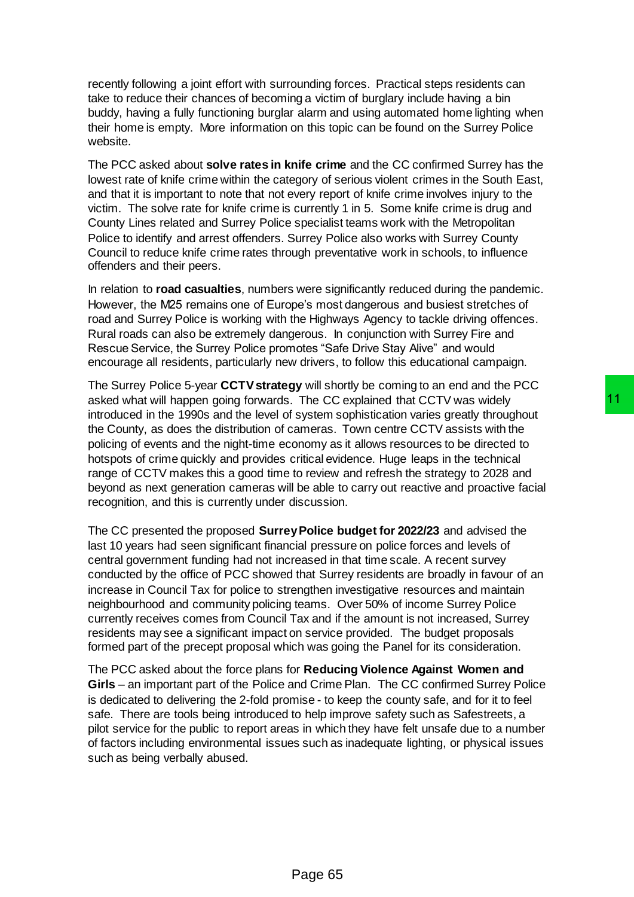recently following a joint effort with surrounding forces. Practical steps residents can take to reduce their chances of becoming a victim of burglary include having a bin buddy, having a fully functioning burglar alarm and using automated home lighting when their home is empty. More information on this topic can be found on the Surrey Police website.

The PCC asked about **solve rates in knife crime** and the CC confirmed Surrey has the lowest rate of knife crime within the category of serious violent crimes in the South East, and that it is important to note that not every report of knife crime involves injury to the victim. The solve rate for knife crime is currently 1 in 5. Some knife crime is drug and County Lines related and Surrey Police specialist teams work with the Metropolitan Police to identify and arrest offenders. Surrey Police also works with Surrey County Council to reduce knife crime rates through preventative work in schools, to influence offenders and their peers.

In relation to **road casualties**, numbers were significantly reduced during the pandemic. However, the M25 remains one of Europe's most dangerous and busiest stretches of road and Surrey Police is working with the Highways Agency to tackle driving offences. Rural roads can also be extremely dangerous. In conjunction with Surrey Fire and Rescue Service, the Surrey Police promotes "Safe Drive Stay Alive" and would encourage all residents, particularly new drivers, to follow this educational campaign.

The Surrey Police 5-year **CCTV strategy** will shortly be coming to an end and the PCC asked what will happen going forwards. The CC explained that CCTV was widely introduced in the 1990s and the level of system sophistication varies greatly throughout the County, as does the distribution of cameras. Town centre CCTV assists with the policing of events and the night-time economy as it allows resources to be directed to hotspots of crime quickly and provides critical evidence. Huge leaps in the technical range of CCTV makes this a good time to review and refresh the strategy to 2028 and beyond as next generation cameras will be able to carry out reactive and proactive facial recognition, and this is currently under discussion.

The CC presented the proposed **Surrey Police budget for 2022/23** and advised the last 10 years had seen significant financial pressure on police forces and levels of central government funding had not increased in that time scale. A recent survey conducted by the office of PCC showed that Surrey residents are broadly in favour of an increase in Council Tax for police to strengthen investigative resources and maintain neighbourhood and community policing teams. Over 50% of income Surrey Police currently receives comes from Council Tax and if the amount is not increased, Surrey residents may see a significant impact on service provided. The budget proposals formed part of the precept proposal which was going the Panel for its consideration.

The PCC asked about the force plans for **Reducing Violence Against Women and Girls** – an important part of the Police and Crime Plan. The CC confirmed Surrey Police is dedicated to delivering the 2-fold promise - to keep the county safe, and for it to feel safe. There are tools being introduced to help improve safety such as Safestreets, a pilot service for the public to report areas in which they have felt unsafe due to a number of factors including environmental issues such as inadequate lighting, or physical issues such as being verbally abused.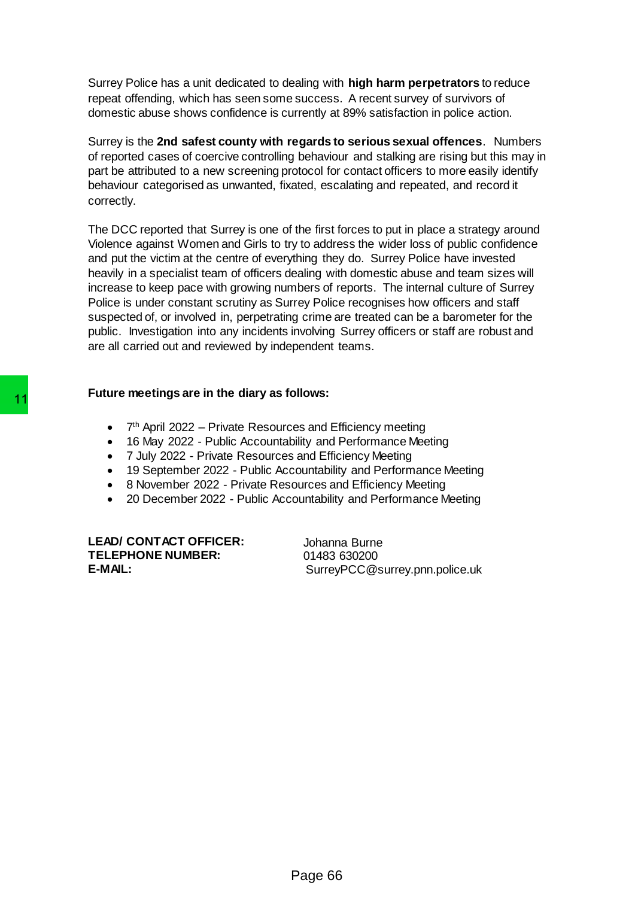Surrey Police has a unit dedicated to dealing with **high harm perpetrators** to reduce repeat offending, which has seen some success. A recent survey of survivors of domestic abuse shows confidence is currently at 89% satisfaction in police action.

Surrey is the **2nd safest county with regards to serious sexual offences**. Numbers of reported cases of coercive controlling behaviour and stalking are rising but this may in part be attributed to a new screening protocol for contact officers to more easily identify behaviour categorised as unwanted, fixated, escalating and repeated, and record it correctly.

The DCC reported that Surrey is one of the first forces to put in place a strategy around Violence against Women and Girls to try to address the wider loss of public confidence and put the victim at the centre of everything they do. Surrey Police have invested heavily in a specialist team of officers dealing with domestic abuse and team sizes will increase to keep pace with growing numbers of reports. The internal culture of Surrey Police is under constant scrutiny as Surrey Police recognises how officers and staff suspected of, or involved in, perpetrating crime are treated can be a barometer for the public. Investigation into any incidents involving Surrey officers or staff are robust and are all carried out and reviewed by independent teams.

**Future meetings are in the diary as follows:**

- 7th April 2022 – Private Resources and Efficiency meeting
- 16 May 2022 - Public Accountability and Performance Meeting
- 7 July 2022 - Private Resources and Efficiency Meeting
- 19 September 2022 - Public Accountability and Performance Meeting
- 8 November 2022 - Private Resources and Efficiency Meeting
- 20 December 2022 - Public Accountability and Performance Meeting

**LEAD/ CONTACT OFFICER:** Johanna Burne
**TELEPHONE NUMBER:** 01483 630200
**E-MAIL:** SurreyPCC@surrey.pnn.police.uk